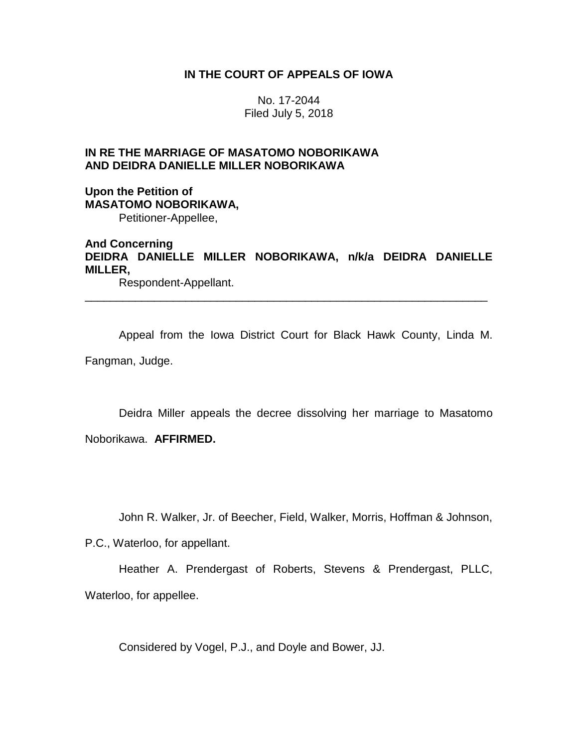**IN THE COURT OF APPEALS OF IOWA**

No. 17-2044
Filed July 5, 2018

**IN RE THE MARRIAGE OF MASATOMO NOBORIKAWA AND DEIDRA DANIELLE MILLER NOBORIKAWA**

**Upon the Petition of**
**MASATOMO NOBORIKAWA,**
Petitioner-Appellee,

**And Concerning**
**DEIDRA DANIELLE MILLER NOBORIKAWA, n/k/a DEIDRA DANIELLE MILLER,**
Respondent-Appellant.

---

Appeal from the Iowa District Court for Black Hawk County, Linda M. Fangman, Judge.

Deidra Miller appeals the decree dissolving her marriage to Masatomo Noborikawa. **AFFIRMED.**

John R. Walker, Jr. of Beecher, Field, Walker, Morris, Hoffman & Johnson, P.C., Waterloo, for appellant.

Heather A. Prendergast of Roberts, Stevens & Prendergast, PLLC, Waterloo, for appellee.

Considered by Vogel, P.J., and Doyle and Bower, JJ.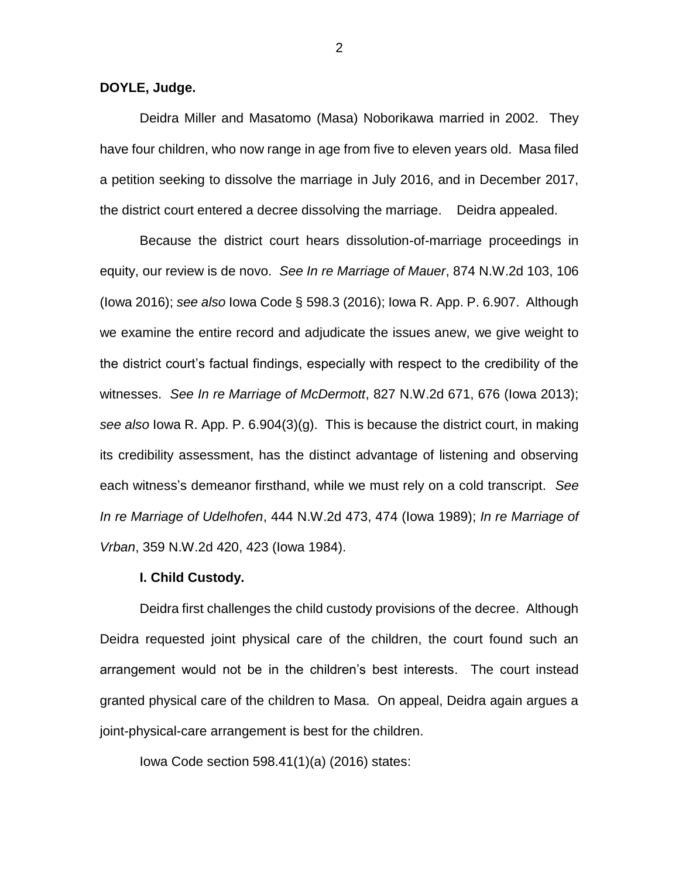**DOYLE, Judge.**

Deidra Miller and Masatomo (Masa) Noborikawa married in 2002. They have four children, who now range in age from five to eleven years old. Masa filed a petition seeking to dissolve the marriage in July 2016, and in December 2017, the district court entered a decree dissolving the marriage. Deidra appealed.

Because the district court hears dissolution-of-marriage proceedings in equity, our review is de novo. *See In re Marriage of Mauer*, 874 N.W.2d 103, 106 (Iowa 2016); *see also* Iowa Code § 598.3 (2016); Iowa R. App. P. 6.907. Although we examine the entire record and adjudicate the issues anew, we give weight to the district court's factual findings, especially with respect to the credibility of the witnesses. *See In re Marriage of McDermott*, 827 N.W.2d 671, 676 (Iowa 2013); *see also* Iowa R. App. P. 6.904(3)(g). This is because the district court, in making its credibility assessment, has the distinct advantage of listening and observing each witness's demeanor firsthand, while we must rely on a cold transcript. *See In re Marriage of Udelhofen*, 444 N.W.2d 473, 474 (Iowa 1989); *In re Marriage of Vrban*, 359 N.W.2d 420, 423 (Iowa 1984).

**I. Child Custody.**

Deidra first challenges the child custody provisions of the decree. Although Deidra requested joint physical care of the children, the court found such an arrangement would not be in the children's best interests. The court instead granted physical care of the children to Masa. On appeal, Deidra again argues a joint-physical-care arrangement is best for the children.

Iowa Code section 598.41(1)(a) (2016) states: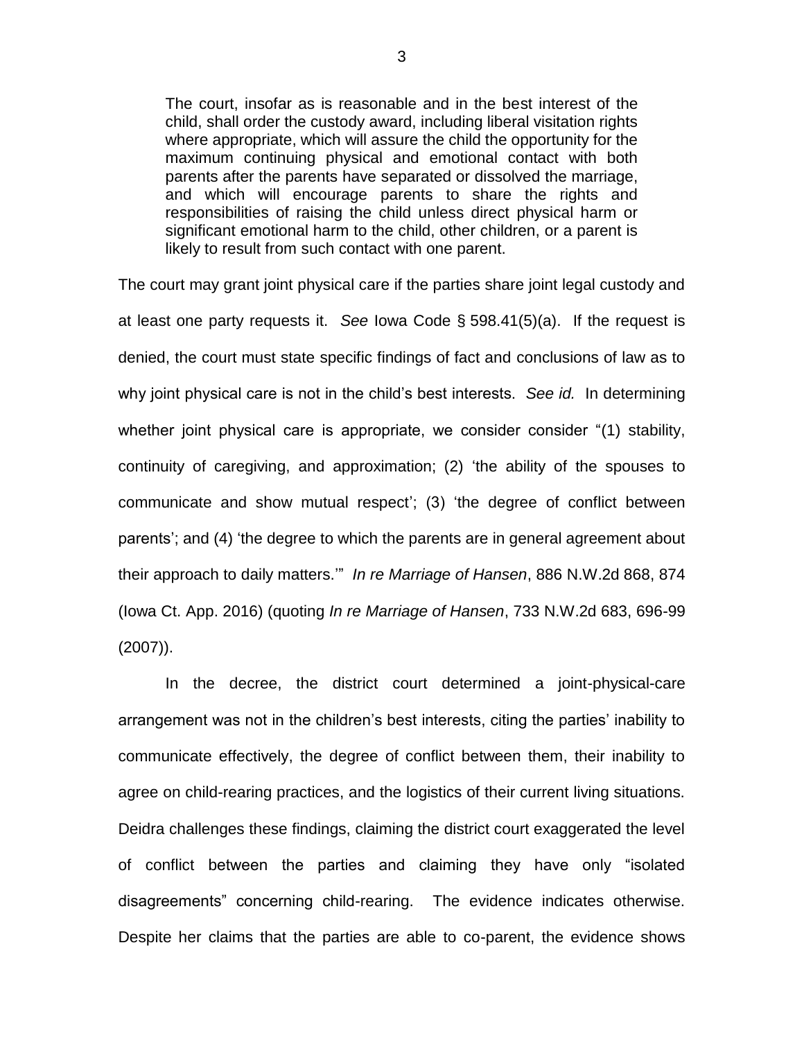> The court, insofar as is reasonable and in the best interest of the child, shall order the custody award, including liberal visitation rights where appropriate, which will assure the child the opportunity for the maximum continuing physical and emotional contact with both parents after the parents have separated or dissolved the marriage, and which will encourage parents to share the rights and responsibilities of raising the child unless direct physical harm or significant emotional harm to the child, other children, or a parent is likely to result from such contact with one parent.

The court may grant joint physical care if the parties share joint legal custody and at least one party requests it. *See* Iowa Code § 598.41(5)(a). If the request is denied, the court must state specific findings of fact and conclusions of law as to why joint physical care is not in the child's best interests. *See id.* In determining whether joint physical care is appropriate, we consider consider "(1) stability, continuity of caregiving, and approximation; (2) 'the ability of the spouses to communicate and show mutual respect'; (3) 'the degree of conflict between parents'; and (4) 'the degree to which the parents are in general agreement about their approach to daily matters.'" *In re Marriage of Hansen*, 886 N.W.2d 868, 874 (Iowa Ct. App. 2016) (quoting *In re Marriage of Hansen*, 733 N.W.2d 683, 696-99 (2007)).

In the decree, the district court determined a joint-physical-care arrangement was not in the children's best interests, citing the parties' inability to communicate effectively, the degree of conflict between them, their inability to agree on child-rearing practices, and the logistics of their current living situations. Deidra challenges these findings, claiming the district court exaggerated the level of conflict between the parties and claiming they have only "isolated disagreements" concerning child-rearing. The evidence indicates otherwise. Despite her claims that the parties are able to co-parent, the evidence shows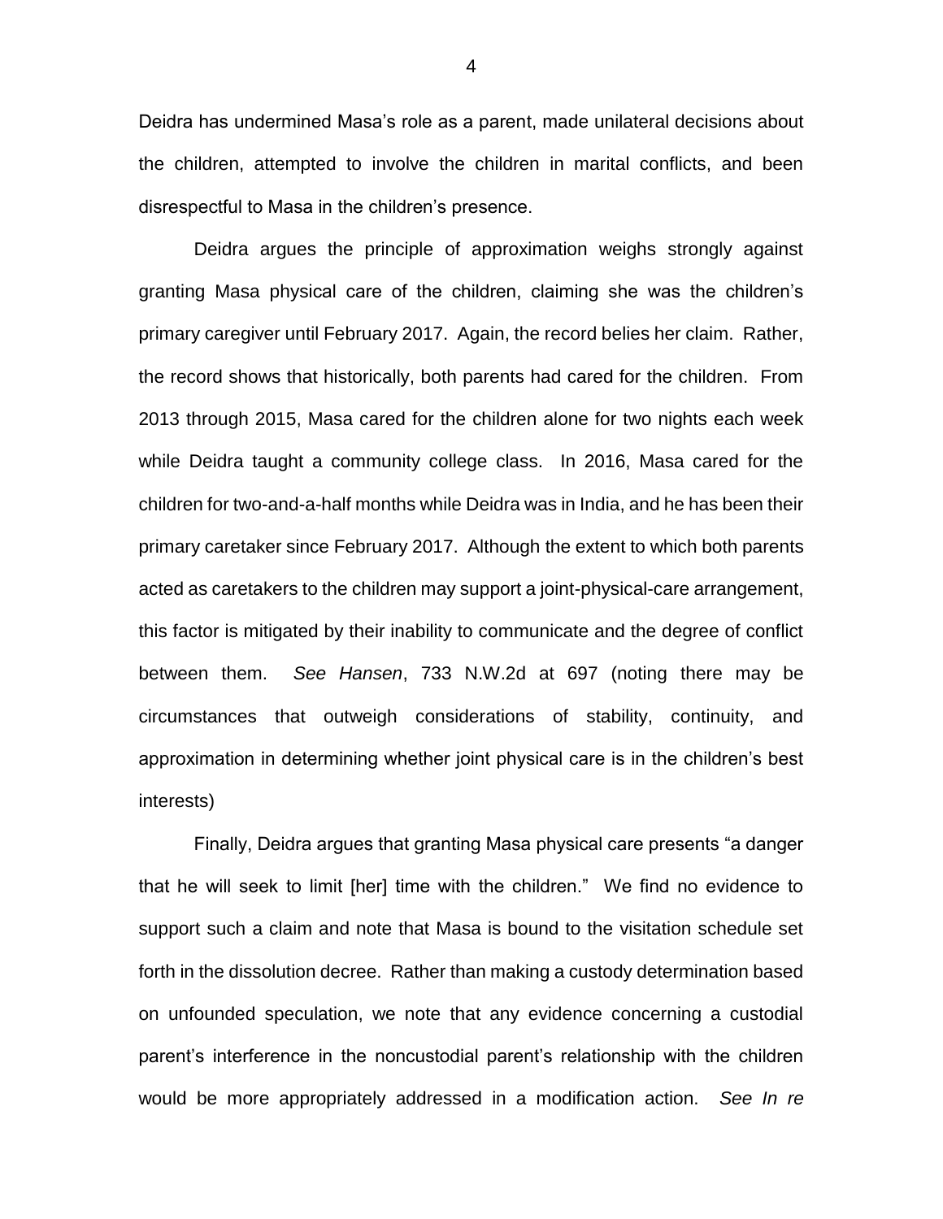Deidra has undermined Masa's role as a parent, made unilateral decisions about the children, attempted to involve the children in marital conflicts, and been disrespectful to Masa in the children's presence.

Deidra argues the principle of approximation weighs strongly against granting Masa physical care of the children, claiming she was the children's primary caregiver until February 2017. Again, the record belies her claim. Rather, the record shows that historically, both parents had cared for the children. From 2013 through 2015, Masa cared for the children alone for two nights each week while Deidra taught a community college class. In 2016, Masa cared for the children for two-and-a-half months while Deidra was in India, and he has been their primary caretaker since February 2017. Although the extent to which both parents acted as caretakers to the children may support a joint-physical-care arrangement, this factor is mitigated by their inability to communicate and the degree of conflict between them. *See Hansen*, 733 N.W.2d at 697 (noting there may be circumstances that outweigh considerations of stability, continuity, and approximation in determining whether joint physical care is in the children's best interests)

Finally, Deidra argues that granting Masa physical care presents "a danger that he will seek to limit [her] time with the children." We find no evidence to support such a claim and note that Masa is bound to the visitation schedule set forth in the dissolution decree. Rather than making a custody determination based on unfounded speculation, we note that any evidence concerning a custodial parent's interference in the noncustodial parent's relationship with the children would be more appropriately addressed in a modification action. *See In re*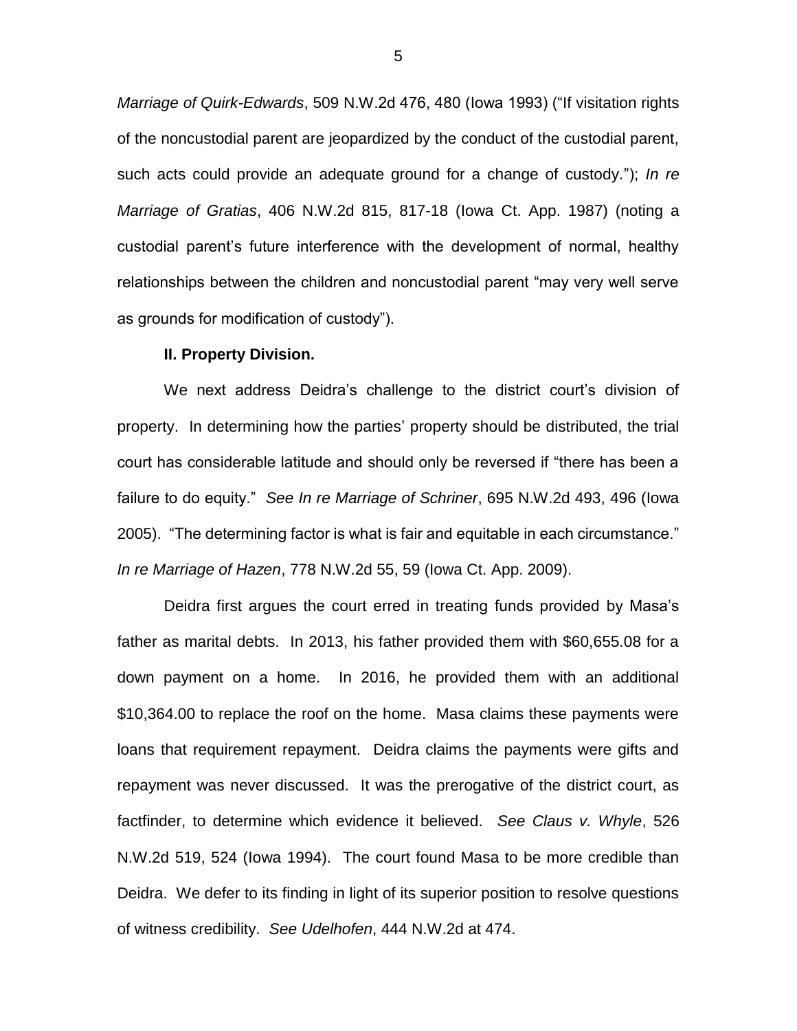*Marriage of Quirk-Edwards*, 509 N.W.2d 476, 480 (Iowa 1993) ("If visitation rights of the noncustodial parent are jeopardized by the conduct of the custodial parent, such acts could provide an adequate ground for a change of custody."); *In re Marriage of Gratias*, 406 N.W.2d 815, 817-18 (Iowa Ct. App. 1987) (noting a custodial parent's future interference with the development of normal, healthy relationships between the children and noncustodial parent "may very well serve as grounds for modification of custody").

**II. Property Division.**

We next address Deidra's challenge to the district court's division of property. In determining how the parties' property should be distributed, the trial court has considerable latitude and should only be reversed if "there has been a failure to do equity." *See In re Marriage of Schriner*, 695 N.W.2d 493, 496 (Iowa 2005). "The determining factor is what is fair and equitable in each circumstance." *In re Marriage of Hazen*, 778 N.W.2d 55, 59 (Iowa Ct. App. 2009).

Deidra first argues the court erred in treating funds provided by Masa's father as marital debts. In 2013, his father provided them with $60,655.08 for a down payment on a home. In 2016, he provided them with an additional $10,364.00 to replace the roof on the home. Masa claims these payments were loans that requirement repayment. Deidra claims the payments were gifts and repayment was never discussed. It was the prerogative of the district court, as factfinder, to determine which evidence it believed. *See Claus v. Whyle*, 526 N.W.2d 519, 524 (Iowa 1994). The court found Masa to be more credible than Deidra. We defer to its finding in light of its superior position to resolve questions of witness credibility. *See Udelhofen*, 444 N.W.2d at 474.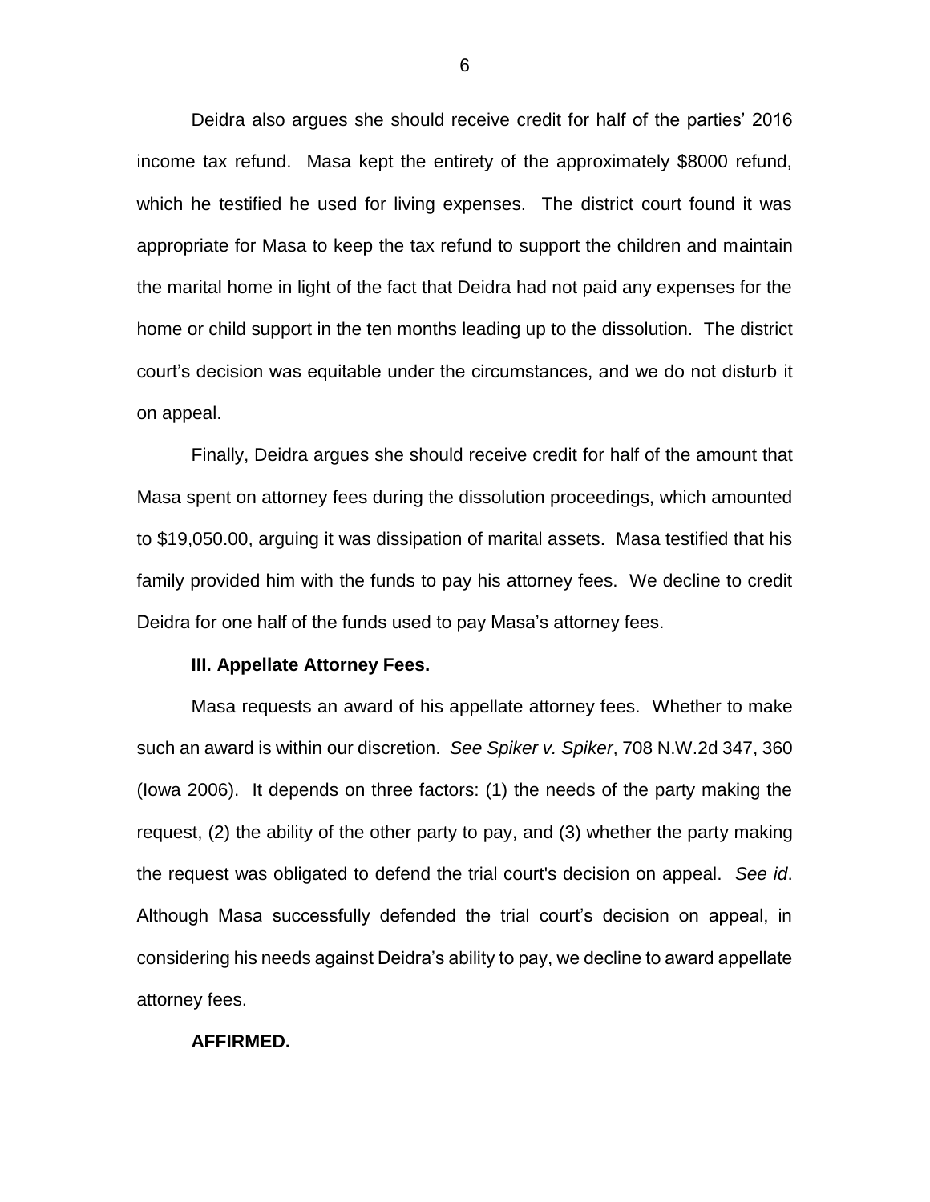Deidra also argues she should receive credit for half of the parties' 2016 income tax refund. Masa kept the entirety of the approximately $8000 refund, which he testified he used for living expenses. The district court found it was appropriate for Masa to keep the tax refund to support the children and maintain the marital home in light of the fact that Deidra had not paid any expenses for the home or child support in the ten months leading up to the dissolution. The district court's decision was equitable under the circumstances, and we do not disturb it on appeal.

Finally, Deidra argues she should receive credit for half of the amount that Masa spent on attorney fees during the dissolution proceedings, which amounted to $19,050.00, arguing it was dissipation of marital assets. Masa testified that his family provided him with the funds to pay his attorney fees. We decline to credit Deidra for one half of the funds used to pay Masa's attorney fees.

### III. Appellate Attorney Fees.

Masa requests an award of his appellate attorney fees. Whether to make such an award is within our discretion. *See Spiker v. Spiker*, 708 N.W.2d 347, 360 (Iowa 2006). It depends on three factors: (1) the needs of the party making the request, (2) the ability of the other party to pay, and (3) whether the party making the request was obligated to defend the trial court's decision on appeal. *See id*. Although Masa successfully defended the trial court's decision on appeal, in considering his needs against Deidra's ability to pay, we decline to award appellate attorney fees.

**AFFIRMED.**